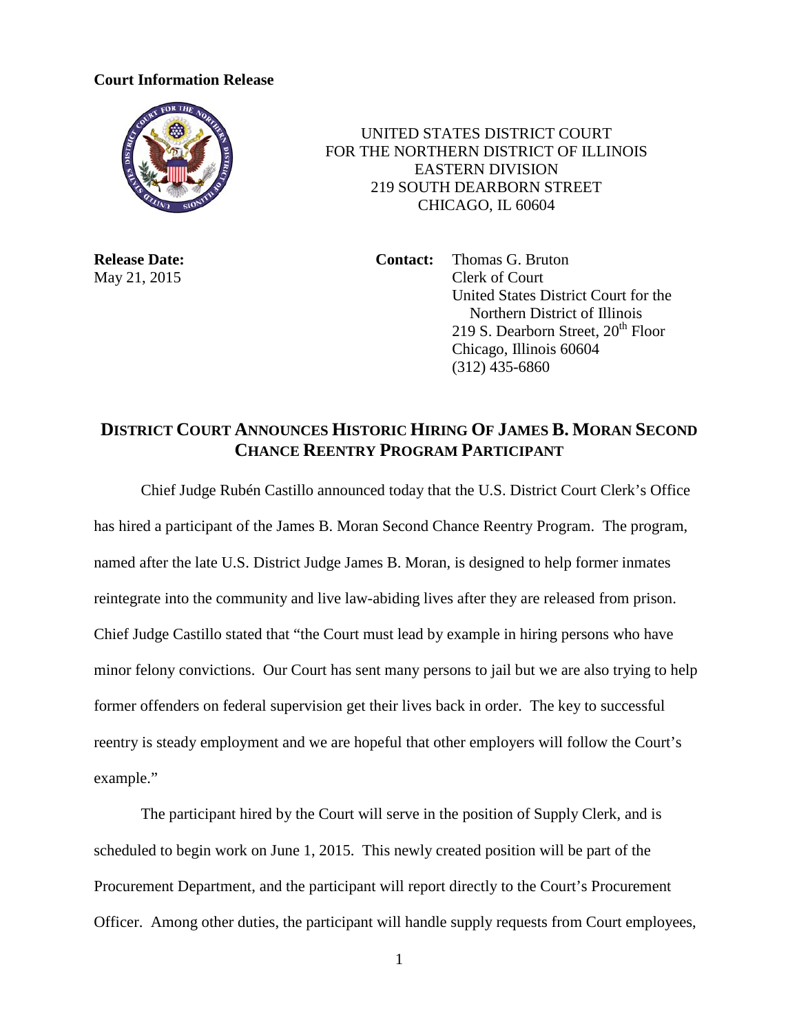**Court Information Release**

UNITED STATES DISTRICT COURT
FOR THE NORTHERN DISTRICT OF ILLINOIS
EASTERN DIVISION
219 SOUTH DEARBORN STREET
CHICAGO, IL 60604

**Release Date:**
May 21, 2015

**Contact:** Thomas G. Bruton
Clerk of Court
United States District Court for the Northern District of Illinois
219 S. Dearborn Street, 20th Floor
Chicago, Illinois 60604
(312) 435-6860

# DISTRICT COURT ANNOUNCES HISTORIC HIRING OF JAMES B. MORAN SECOND CHANCE REENTRY PROGRAM PARTICIPANT

Chief Judge Rubén Castillo announced today that the U.S. District Court Clerk's Office has hired a participant of the James B. Moran Second Chance Reentry Program. The program, named after the late U.S. District Judge James B. Moran, is designed to help former inmates reintegrate into the community and live law-abiding lives after they are released from prison. Chief Judge Castillo stated that "the Court must lead by example in hiring persons who have minor felony convictions. Our Court has sent many persons to jail but we are also trying to help former offenders on federal supervision get their lives back in order. The key to successful reentry is steady employment and we are hopeful that other employers will follow the Court's example."

The participant hired by the Court will serve in the position of Supply Clerk, and is scheduled to begin work on June 1, 2015. This newly created position will be part of the Procurement Department, and the participant will report directly to the Court's Procurement Officer. Among other duties, the participant will handle supply requests from Court employees,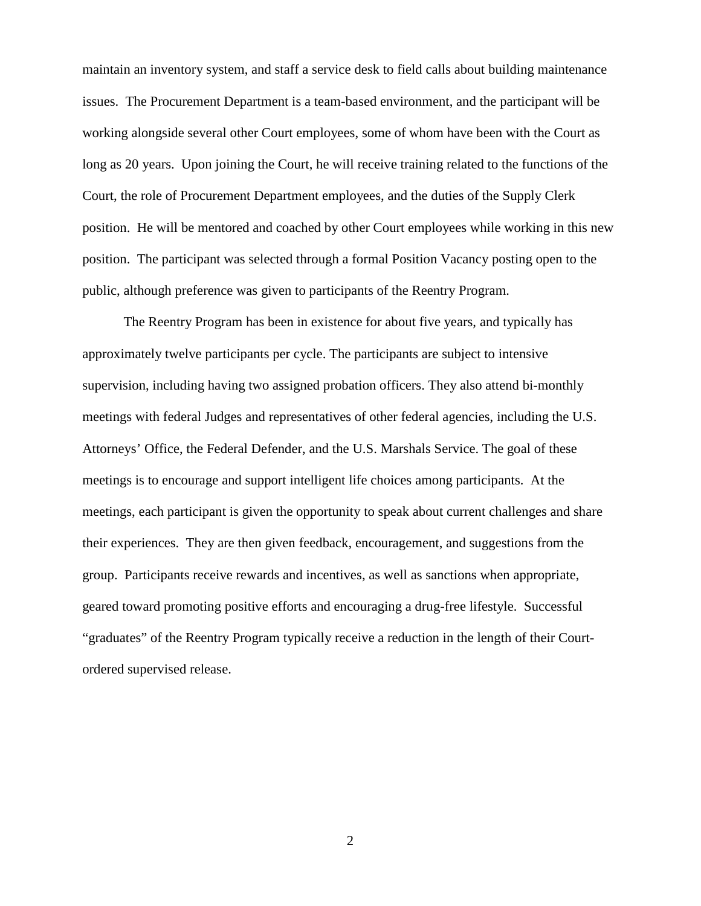maintain an inventory system, and staff a service desk to field calls about building maintenance issues. The Procurement Department is a team-based environment, and the participant will be working alongside several other Court employees, some of whom have been with the Court as long as 20 years. Upon joining the Court, he will receive training related to the functions of the Court, the role of Procurement Department employees, and the duties of the Supply Clerk position. He will be mentored and coached by other Court employees while working in this new position. The participant was selected through a formal Position Vacancy posting open to the public, although preference was given to participants of the Reentry Program.

The Reentry Program has been in existence for about five years, and typically has approximately twelve participants per cycle. The participants are subject to intensive supervision, including having two assigned probation officers. They also attend bi-monthly meetings with federal Judges and representatives of other federal agencies, including the U.S. Attorneys' Office, the Federal Defender, and the U.S. Marshals Service. The goal of these meetings is to encourage and support intelligent life choices among participants. At the meetings, each participant is given the opportunity to speak about current challenges and share their experiences. They are then given feedback, encouragement, and suggestions from the group. Participants receive rewards and incentives, as well as sanctions when appropriate, geared toward promoting positive efforts and encouraging a drug-free lifestyle. Successful "graduates" of the Reentry Program typically receive a reduction in the length of their Court-ordered supervised release.